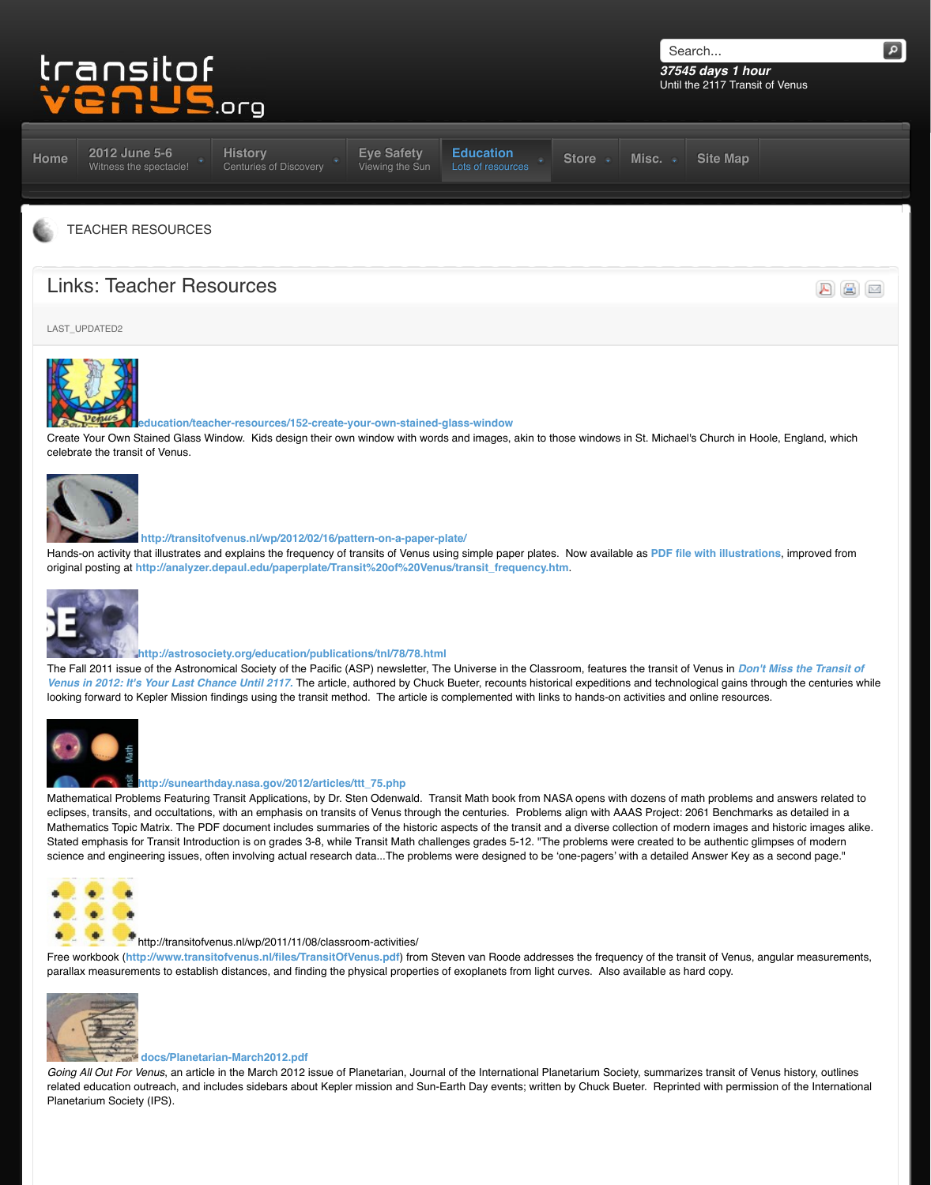transitof venus .org

Search...

*37545 days 1 hour*
Until the 2117 Transit of Venus

Home | 2012 June 5-6 Witness the spectacle! | History Centuries of Discovery | Eye Safety Viewing the Sun | Education Lots of resources | Store | Misc. | Site Map

TEACHER RESOURCES

# Links: Teacher Resources

LAST_UPDATED2

education/teacher-resources/152-create-your-own-stained-glass-window
Create Your Own Stained Glass Window. Kids design their own window with words and images, akin to those windows in St. Michael's Church in Hoole, England, which celebrate the transit of Venus.

http://transitofvenus.nl/wp/2012/02/16/pattern-on-a-paper-plate/
Hands-on activity that illustrates and explains the frequency of transits of Venus using simple paper plates. Now available as PDF file with illustrations, improved from original posting at http://analyzer.depaul.edu/paperplate/Transit%20of%20Venus/transit_frequency.htm.

http://astrosociety.org/education/publications/tnl/78/78.html
The Fall 2011 issue of the Astronomical Society of the Pacific (ASP) newsletter, The Universe in the Classroom, features the transit of Venus in *Don't Miss the Transit of Venus in 2012: It's Your Last Chance Until 2117*. The article, authored by Chuck Bueter, recounts historical expeditions and technological gains through the centuries while looking forward to Kepler Mission findings using the transit method. The article is complemented with links to hands-on activities and online resources.

http://sunearthday.nasa.gov/2012/articles/ttt_75.php
Mathematical Problems Featuring Transit Applications, by Dr. Sten Odenwald. Transit Math book from NASA opens with dozens of math problems and answers related to eclipses, transits, and occultations, with an emphasis on transits of Venus through the centuries. Problems align with AAAS Project: 2061 Benchmarks as detailed in a Mathematics Topic Matrix. The PDF document includes summaries of the historic aspects of the transit and a diverse collection of modern images and historic images alike. Stated emphasis for Transit Introduction is on grades 3-8, while Transit Math challenges grades 5-12. "The problems were created to be authentic glimpses of modern science and engineering issues, often involving actual research data...The problems were designed to be 'one-pagers' with a detailed Answer Key as a second page."

http://transitofvenus.nl/wp/2011/11/08/classroom-activities/
Free workbook (http://www.transitofvenus.nl/files/TransitOfVenus.pdf) from Steven van Roode addresses the frequency of the transit of Venus, angular measurements, parallax measurements to establish distances, and finding the physical properties of exoplanets from light curves. Also available as hard copy.

docs/Planetarian-March2012.pdf
*Going All Out For Venus*, an article in the March 2012 issue of Planetarian, Journal of the International Planetarium Society, summarizes transit of Venus history, outlines related education outreach, and includes sidebars about Kepler mission and Sun-Earth Day events; written by Chuck Bueter. Reprinted with permission of the International Planetarium Society (IPS).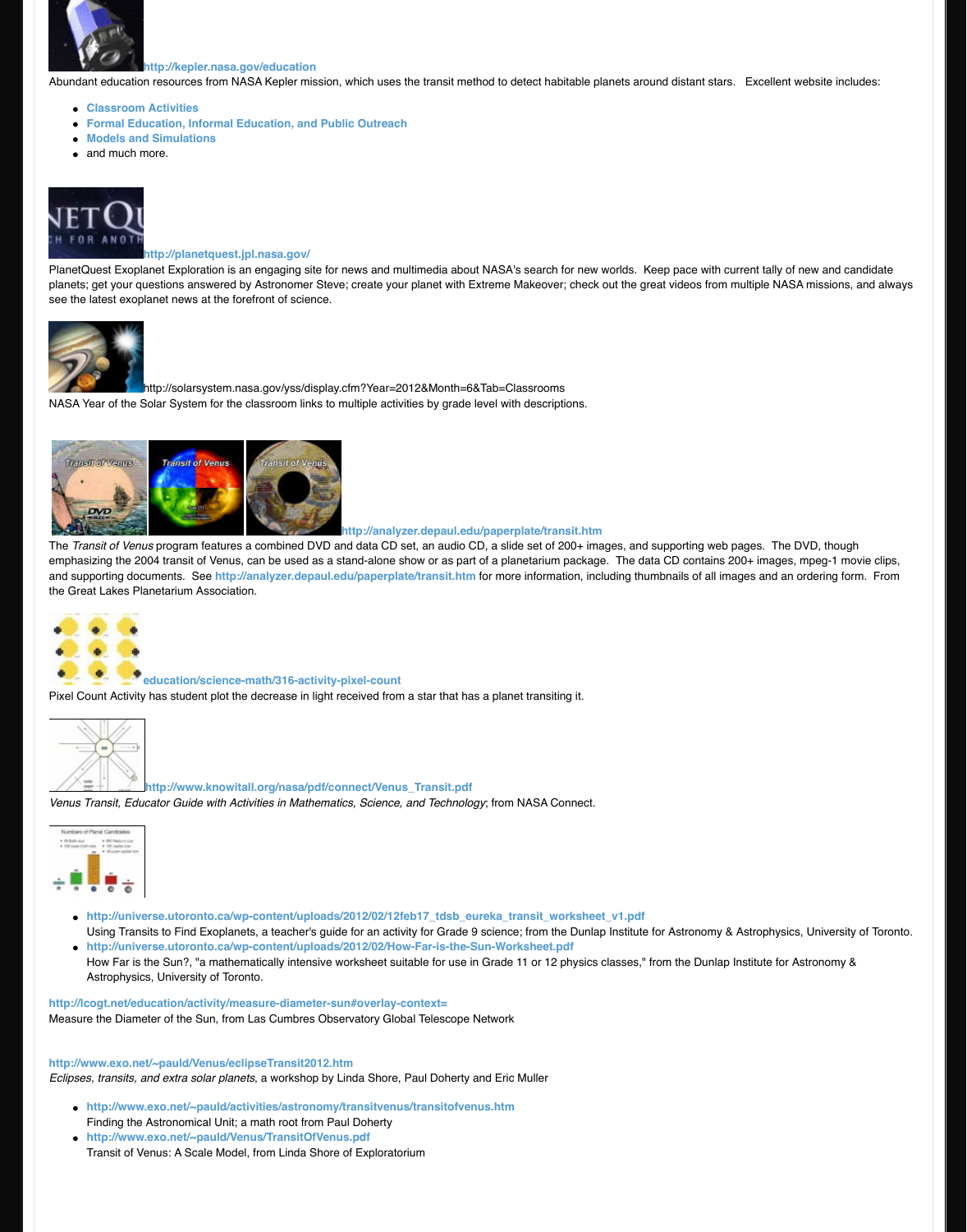http://kepler.nasa.gov/education

Abundant education resources from NASA Kepler mission, which uses the transit method to detect habitable planets around distant stars. Excellent website includes:

- Classroom Activities
- Formal Education, Informal Education, and Public Outreach
- Models and Simulations
- and much more.

http://planetquest.jpl.nasa.gov/

PlanetQuest Exoplanet Exploration is an engaging site for news and multimedia about NASA's search for new worlds. Keep pace with current tally of new and candidate planets; get your questions answered by Astronomer Steve; create your planet with Extreme Makeover; check out the great videos from multiple NASA missions, and always see the latest exoplanet news at the forefront of science.

http://solarsystem.nasa.gov/yss/display.cfm?Year=2012&Month=6&Tab=Classrooms

NASA Year of the Solar System for the classroom links to multiple activities by grade level with descriptions.

http://analyzer.depaul.edu/paperplate/transit.htm

The *Transit of Venus* program features a combined DVD and data CD set, an audio CD, a slide set of 200+ images, and supporting web pages. The DVD, though emphasizing the 2004 transit of Venus, can be used as a stand-alone show or as part of a planetarium package. The data CD contains 200+ images, mpeg-1 movie clips, and supporting documents. See http://analyzer.depaul.edu/paperplate/transit.htm for more information, including thumbnails of all images and an ordering form. From the Great Lakes Planetarium Association.

education/science-math/316-activity-pixel-count

Pixel Count Activity has student plot the decrease in light received from a star that has a planet transiting it.

http://www.knowitall.org/nasa/pdf/connect/Venus_Transit.pdf

*Venus Transit, Educator Guide with Activities in Mathematics, Science, and Technology*; from NASA Connect.

- http://universe.utoronto.ca/wp-content/uploads/2012/02/12feb17_tdsb_eureka_transit_worksheet_v1.pdf
  Using Transits to Find Exoplanets, a teacher's guide for an activity for Grade 9 science; from the Dunlap Institute for Astronomy & Astrophysics, University of Toronto.
- http://universe.utoronto.ca/wp-content/uploads/2012/02/How-Far-is-the-Sun-Worksheet.pdf
  How Far is the Sun?, "a mathematically intensive worksheet suitable for use in Grade 11 or 12 physics classes," from the Dunlap Institute for Astronomy & Astrophysics, University of Toronto.

http://lcogt.net/education/activity/measure-diameter-sun#overlay-context=

Measure the Diameter of the Sun, from Las Cumbres Observatory Global Telescope Network

http://www.exo.net/~pauld/Venus/eclipseTransit2012.htm

*Eclipses, transits, and extra solar planets*, a workshop by Linda Shore, Paul Doherty and Eric Muller

- http://www.exo.net/~pauld/activities/astronomy/transitvenus/transitofvenus.htm
  Finding the Astronomical Unit; a math root from Paul Doherty
- http://www.exo.net/~pauld/Venus/TransitOfVenus.pdf
  Transit of Venus: A Scale Model, from Linda Shore of Exploratorium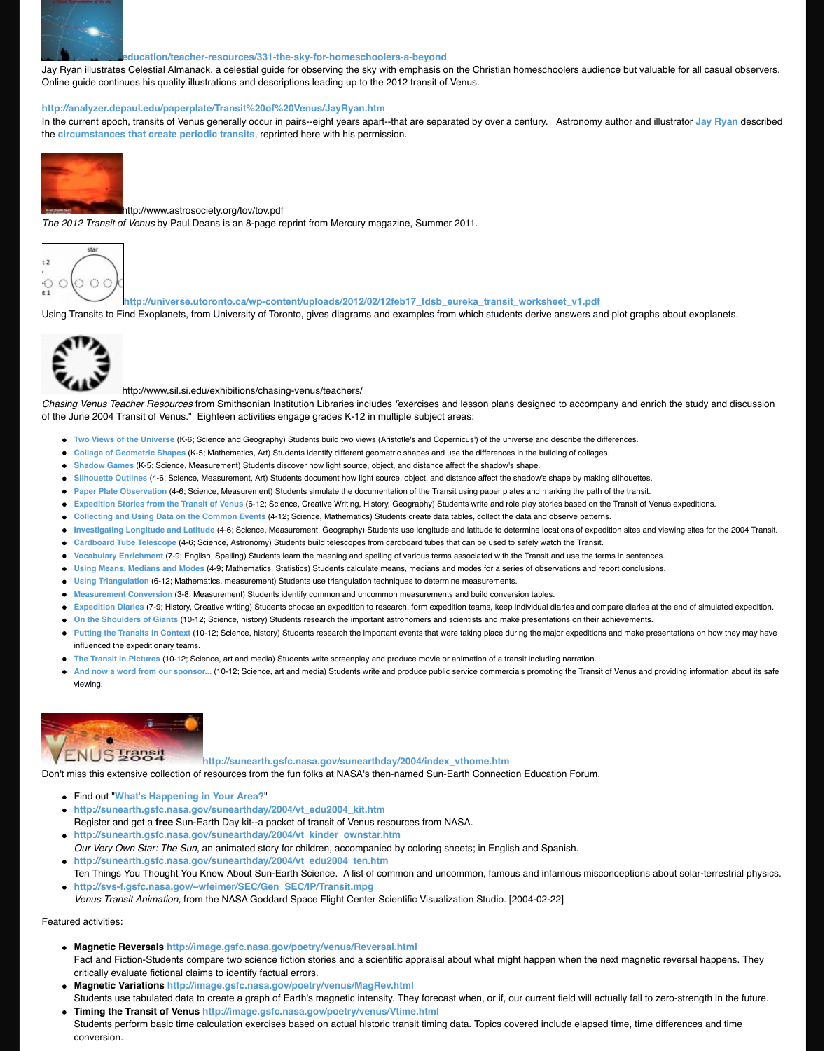education/teacher-resources/331-the-sky-for-homeschoolers-a-beyond

Jay Ryan illustrates Celestial Almanack, a celestial guide for observing the sky with emphasis on the Christian homeschoolers audience but valuable for all casual observers. Online guide continues his quality illustrations and descriptions leading up to the 2012 transit of Venus.

http://analyzer.depaul.edu/paperplate/Transit%20of%20Venus/JayRyan.htm

In the current epoch, transits of Venus generally occur in pairs--eight years apart--that are separated by over a century. Astronomy author and illustrator Jay Ryan described the circumstances that create periodic transits, reprinted here with his permission.

http://www.astrosociety.org/tov/tov.pdf

*The 2012 Transit of Venus* by Paul Deans is an 8-page reprint from Mercury magazine, Summer 2011.

http://universe.utoronto.ca/wp-content/uploads/2012/02/12feb17_tdsb_eureka_transit_worksheet_v1.pdf

Using Transits to Find Exoplanets, from University of Toronto, gives diagrams and examples from which students derive answers and plot graphs about exoplanets.

http://www.sil.si.edu/exhibitions/chasing-venus/teachers/

*Chasing Venus Teacher Resources* from Smithsonian Institution Libraries includes "exercises and lesson plans designed to accompany and enrich the study and discussion of the June 2004 Transit of Venus." Eighteen activities engage grades K-12 in multiple subject areas:

- Two Views of the Universe (K-6; Science and Geography) Students build two views (Aristotle's and Copernicus') of the universe and describe the differences.
- Collage of Geometric Shapes (K-5; Mathematics, Art) Students identify different geometric shapes and use the differences in the building of collages.
- Shadow Games (K-5; Science, Measurement) Students discover how light source, object, and distance affect the shadow's shape.
- Silhouette Outlines (4-6; Science, Measurement, Art) Students document how light source, object, and distance affect the shadow's shape by making silhouettes.
- Paper Plate Observation (4-6; Science, Measurement) Students simulate the documentation of the Transit using paper plates and marking the path of the transit.
- Expedition Stories from the Transit of Venus (6-12; Science, Creative Writing, History, Geography) Students write and role play stories based on the Transit of Venus expeditions.
- Collecting and Using Data on the Common Events (4-12; Science, Mathematics) Students create data tables, collect the data and observe patterns.
- Investigating Longitude and Latitude (4-6; Science, Measurement, Geography) Students use longitude and latitude to determine locations of expedition sites and viewing sites for the 2004 Transit.
- Cardboard Tube Telescope (4-6; Science, Astronomy) Students build telescopes from cardboard tubes that can be used to safely watch the Transit.
- Vocabulary Enrichment (7-9; English, Spelling) Students learn the meaning and spelling of various terms associated with the Transit and use the terms in sentences.
- Using Means, Medians and Modes (4-9; Mathematics, Statistics) Students calculate means, medians and modes for a series of observations and report conclusions.
- Using Triangulation (6-12; Mathematics, measurement) Students use triangulation techniques to determine measurements.
- Measurement Conversion (3-8; Measurement) Students identify common and uncommon measurements and build conversion tables.
- Expedition Diaries (7-9; History, Creative writing) Students choose an expedition to research, form expedition teams, keep individual diaries and compare diaries at the end of simulated expedition.
- On the Shoulders of Giants (10-12; Science, history) Students research the important astronomers and scientists and make presentations on their achievements.
- Putting the Transits in Context (10-12; Science, history) Students research the important events that were taking place during the major expeditions and make presentations on how they may have influenced the expeditionary teams.
- The Transit in Pictures (10-12; Science, art and media) Students write screenplay and produce movie or animation of a transit including narration.
- And now a word from our sponsor... (10-12; Science, art and media) Students write and produce public service commercials promoting the Transit of Venus and providing information about its safe viewing.

http://sunearth.gsfc.nasa.gov/sunearthday/2004/index_vthome.htm

Don't miss this extensive collection of resources from the fun folks at NASA's then-named Sun-Earth Connection Education Forum.

- Find out "What's Happening in Your Area?"
- http://sunearth.gsfc.nasa.gov/sunearthday/2004/vt_edu2004_kit.htm
  Register and get a **free** Sun-Earth Day kit--a packet of transit of Venus resources from NASA.
- http://sunearth.gsfc.nasa.gov/sunearthday/2004/vt_kinder_ownstar.htm
  *Our Very Own Star: The Sun*, an animated story for children, accompanied by coloring sheets; in English and Spanish.
- http://sunearth.gsfc.nasa.gov/sunearthday/2004/vt_edu2004_ten.htm
  Ten Things You Thought You Knew About Sun-Earth Science. A list of common and uncommon, famous and infamous misconceptions about solar-terrestrial physics.
- http://svs-f.gsfc.nasa.gov/~wfeimer/SEC/Gen_SEC/IP/Transit.mpg
  *Venus Transit Animation,* from the NASA Goddard Space Flight Center Scientific Visualization Studio. [2004-02-22]

Featured activities:

- **Magnetic Reversals** http://image.gsfc.nasa.gov/poetry/venus/Reversal.html
  Fact and Fiction-Students compare two science fiction stories and a scientific appraisal about what might happen when the next magnetic reversal happens. They critically evaluate fictional claims to identify factual errors.
- **Magnetic Variations** http://image.gsfc.nasa.gov/poetry/venus/MagRev.html
  Students use tabulated data to create a graph of Earth's magnetic intensity. They forecast when, or if, our current field will actually fall to zero-strength in the future.
- **Timing the Transit of Venus** http://image.gsfc.nasa.gov/poetry/venus/Vtime.html
  Students perform basic time calculation exercises based on actual historic transit timing data. Topics covered include elapsed time, time differences and time conversion.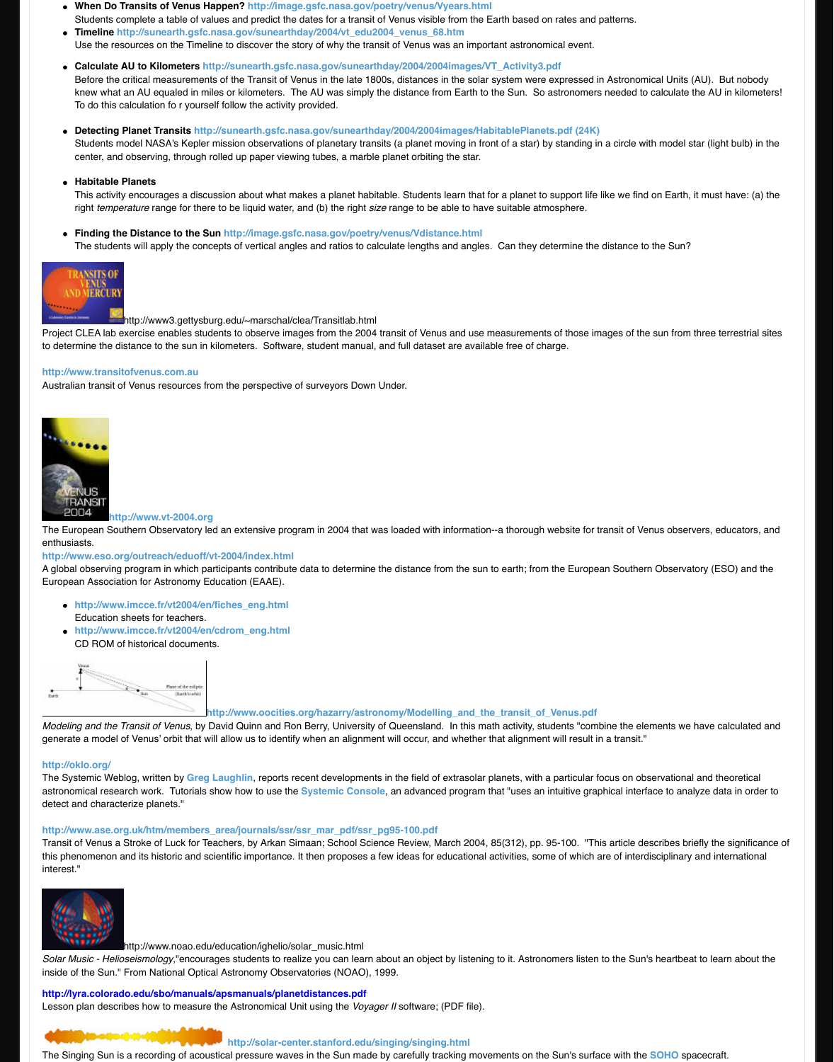- **When Do Transits of Venus Happen?** http://image.gsfc.nasa.gov/poetry/venus/Vyears.html
  Students complete a table of values and predict the dates for a transit of Venus visible from the Earth based on rates and patterns.
- **Timeline** http://sunearth.gsfc.nasa.gov/sunearthday/2004/vt_edu2004_venus_68.htm
  Use the resources on the Timeline to discover the story of why the transit of Venus was an important astronomical event.
- **Calculate AU to Kilometers** http://sunearth.gsfc.nasa.gov/sunearthday/2004/2004images/VT_Activity3.pdf
  Before the critical measurements of the Transit of Venus in the late 1800s, distances in the solar system were expressed in Astronomical Units (AU). But nobody knew what an AU equaled in miles or kilometers. The AU was simply the distance from Earth to the Sun. So astronomers needed to calculate the AU in kilometers! To do this calculation fo r yourself follow the activity provided.
- **Detecting Planet Transits** http://sunearth.gsfc.nasa.gov/sunearthday/2004/2004images/HabitablePlanets.pdf (24K)
  Students model NASA's Kepler mission observations of planetary transits (a planet moving in front of a star) by standing in a circle with model star (light bulb) in the center, and observing, through rolled up paper viewing tubes, a marble planet orbiting the star.
- **Habitable Planets**
  This activity encourages a discussion about what makes a planet habitable. Students learn that for a planet to support life like we find on Earth, it must have: (a) the right *temperature* range for there to be liquid water, and (b) the right *size* range to be able to have suitable atmosphere.
- **Finding the Distance to the Sun** http://image.gsfc.nasa.gov/poetry/venus/Vdistance.html
  The students will apply the concepts of vertical angles and ratios to calculate lengths and angles. Can they determine the distance to the Sun?

http://www3.gettysburg.edu/~marschal/clea/Transitlab.html
Project CLEA lab exercise enables students to observe images from the 2004 transit of Venus and use measurements of those images of the sun from three terrestrial sites to determine the distance to the sun in kilometers. Software, student manual, and full dataset are available free of charge.

http://www.transitofvenus.com.au
Australian transit of Venus resources from the perspective of surveyors Down Under.

http://www.vt-2004.org
The European Southern Observatory led an extensive program in 2004 that was loaded with information--a thorough website for transit of Venus observers, educators, and enthusiasts.
http://www.eso.org/outreach/eduoff/vt-2004/index.html
A global observing program in which participants contribute data to determine the distance from the sun to earth; from the European Southern Observatory (ESO) and the European Association for Astronomy Education (EAAE).

- http://www.imcce.fr/vt2004/en/fiches_eng.html
  Education sheets for teachers.
- http://www.imcce.fr/vt2004/en/cdrom_eng.html
  CD ROM of historical documents.

http://www.oocities.org/hazarry/astronomy/Modelling_and_the_transit_of_Venus.pdf
*Modeling and the Transit of Venus*, by David Quinn and Ron Berry, University of Queensland. In this math activity, students "combine the elements we have calculated and generate a model of Venus' orbit that will allow us to identify when an alignment will occur, and whether that alignment will result in a transit."

http://oklo.org/
The Systemic Weblog, written by Greg Laughlin, reports recent developments in the field of extrasolar planets, with a particular focus on observational and theoretical astronomical research work. Tutorials show how to use the Systemic Console, an advanced program that "uses an intuitive graphical interface to analyze data in order to detect and characterize planets."

http://www.ase.org.uk/htm/members_area/journals/ssr/ssr_mar_pdf/ssr_pg95-100.pdf
Transit of Venus a Stroke of Luck for Teachers, by Arkan Simaan; School Science Review, March 2004, 85(312), pp. 95-100. "This article describes briefly the significance of this phenomenon and its historic and scientific importance. It then proposes a few ideas for educational activities, some of which are of interdisciplinary and international interest."

http://www.noao.edu/education/ighelio/solar_music.html
*Solar Music - Helioseismology*,"encourages students to realize you can learn about an object by listening to it. Astronomers listen to the Sun's heartbeat to learn about the inside of the Sun." From National Optical Astronomy Observatories (NOAO), 1999.

http://lyra.colorado.edu/sbo/manuals/apsmanuals/planetdistances.pdf
Lesson plan describes how to measure the Astronomical Unit using the *Voyager II* software; (PDF file).

http://solar-center.stanford.edu/singing/singing.html
The Singing Sun is a recording of acoustical pressure waves in the Sun made by carefully tracking movements on the Sun's surface with the SOHO spacecraft.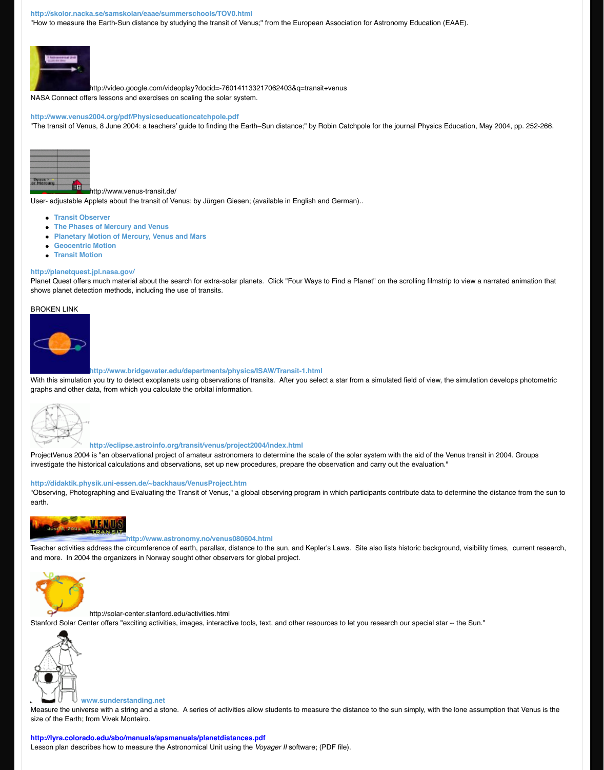http://skolor.nacka.se/samskolan/eaae/summerschools/TOV0.html
"How to measure the Earth-Sun distance by studying the transit of Venus;" from the European Association for Astronomy Education (EAAE).

http://video.google.com/videoplay?docid=-760141133217062403&q=transit+venus
NASA Connect offers lessons and exercises on scaling the solar system.

http://www.venus2004.org/pdf/Physicseducationcatchpole.pdf
"The transit of Venus, 8 June 2004: a teachers' guide to finding the Earth–Sun distance;" by Robin Catchpole for the journal Physics Education, May 2004, pp. 252-266.

http://www.venus-transit.de/
User- adjustable Applets about the transit of Venus; by Jürgen Giesen; (available in English and German)..

- Transit Observer
- The Phases of Mercury and Venus
- Planetary Motion of Mercury, Venus and Mars
- Geocentric Motion
- Transit Motion

http://planetquest.jpl.nasa.gov/
Planet Quest offers much material about the search for extra-solar planets. Click "Four Ways to Find a Planet" on the scrolling filmstrip to view a narrated animation that shows planet detection methods, including the use of transits.

BROKEN LINK

http://www.bridgewater.edu/departments/physics/ISAW/Transit-1.html
With this simulation you try to detect exoplanets using observations of transits. After you select a star from a simulated field of view, the simulation develops photometric graphs and other data, from which you calculate the orbital information.

http://eclipse.astroinfo.org/transit/venus/project2004/index.html
ProjectVenus 2004 is "an observational project of amateur astronomers to determine the scale of the solar system with the aid of the Venus transit in 2004. Groups investigate the historical calculations and observations, set up new procedures, prepare the observation and carry out the evaluation."

http://didaktik.physik.uni-essen.de/~backhaus/VenusProject.htm
"Observing, Photographing and Evaluating the Transit of Venus," a global observing program in which participants contribute data to determine the distance from the sun to earth.

http://www.astronomy.no/venus080604.html
Teacher activities address the circumference of earth, parallax, distance to the sun, and Kepler's Laws. Site also lists historic background, visibility times, current research, and more. In 2004 the organizers in Norway sought other observers for global project.

http://solar-center.stanford.edu/activities.html
Stanford Solar Center offers "exciting activities, images, interactive tools, text, and other resources to let you research our special star -- the Sun."

www.sunderstanding.net
Measure the universe with a string and a stone. A series of activities allow students to measure the distance to the sun simply, with the lone assumption that Venus is the size of the Earth; from Vivek Monteiro.

http://lyra.colorado.edu/sbo/manuals/apsmanuals/planetdistances.pdf
Lesson plan describes how to measure the Astronomical Unit using the *Voyager II* software; (PDF file).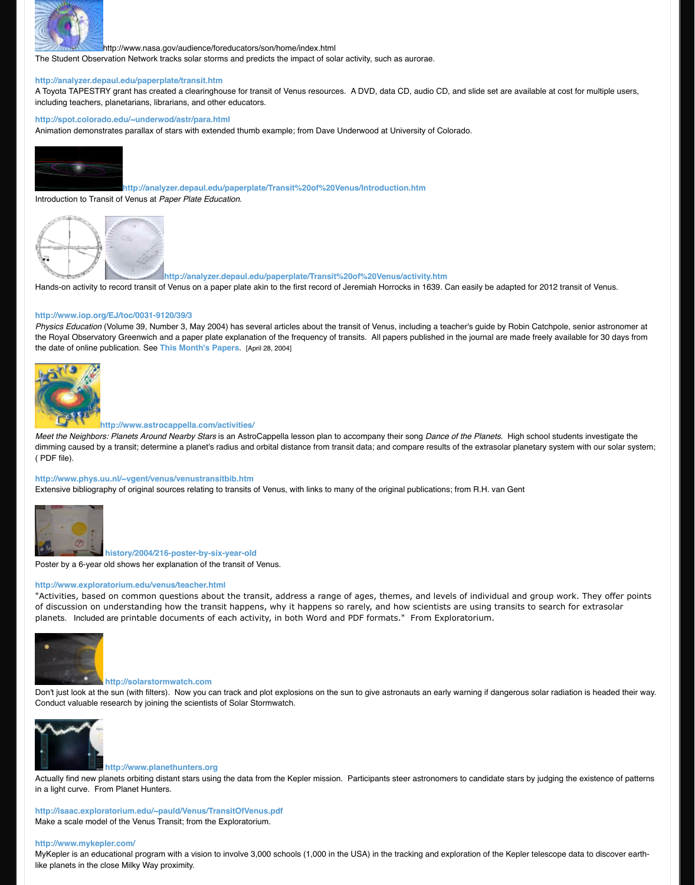http://www.nasa.gov/audience/foreducators/son/home/index.html
The Student Observation Network tracks solar storms and predicts the impact of solar activity, such as aurorae.

**http://analyzer.depaul.edu/paperplate/transit.htm**
A Toyota TAPESTRY grant has created a clearinghouse for transit of Venus resources. A DVD, data CD, audio CD, and slide set are available at cost for multiple users, including teachers, planetarians, librarians, and other educators.

**http://spot.colorado.edu/~underwod/astr/para.html**
Animation demonstrates parallax of stars with extended thumb example; from Dave Underwood at University of Colorado.

**http://analyzer.depaul.edu/paperplate/Transit%20of%20Venus/Introduction.htm**
Introduction to Transit of Venus at *Paper Plate Education.*

**http://analyzer.depaul.edu/paperplate/Transit%20of%20Venus/activity.htm**
Hands-on activity to record transit of Venus on a paper plate akin to the first record of Jeremiah Horrocks in 1639. Can easily be adapted for 2012 transit of Venus.

**http://www.iop.org/EJ/toc/0031-9120/39/3**
*Physics Education* (Volume 39, Number 3, May 2004) has several articles about the transit of Venus, including a teacher's guide by Robin Catchpole, senior astronomer at the Royal Observatory Greenwich and a paper plate explanation of the frequency of transits. All papers published in the journal are made freely available for 30 days from the date of online publication. See **This Month's Papers.** [April 28, 2004]

**http://www.astrocappella.com/activities/**
*Meet the Neighbors: Planets Around Nearby Stars* is an AstroCappella lesson plan to accompany their song *Dance of the Planets.* High school students investigate the dimming caused by a transit; determine a planet's radius and orbital distance from transit data; and compare results of the extrasolar planetary system with our solar system; ( PDF file).

**http://www.phys.uu.nl/~vgent/venus/venustransitbib.htm**
Extensive bibliography of original sources relating to transits of Venus, with links to many of the original publications; from R.H. van Gent

**history/2004/216-poster-by-six-year-old**
Poster by a 6-year old shows her explanation of the transit of Venus.

**http://www.exploratorium.edu/venus/teacher.html**
"Activities, based on common questions about the transit, address a range of ages, themes, and levels of individual and group work. They offer points of discussion on understanding how the transit happens, why it happens so rarely, and how scientists are using transits to search for extrasolar planets. Included are printable documents of each activity, in both Word and PDF formats." From Exploratorium.

**http://solarstormwatch.com**
Don't just look at the sun (with filters). Now you can track and plot explosions on the sun to give astronauts an early warning if dangerous solar radiation is headed their way. Conduct valuable research by joining the scientists of Solar Stormwatch.

**http://www.planethunters.org**
Actually find new planets orbiting distant stars using the data from the Kepler mission. Participants steer astronomers to candidate stars by judging the existence of patterns in a light curve. From Planet Hunters.

**http://isaac.exploratorium.edu/~pauld/Venus/TransitOfVenus.pdf**
Make a scale model of the Venus Transit; from the Exploratorium.

**http://www.mykepler.com/**
MyKepler is an educational program with a vision to involve 3,000 schools (1,000 in the USA) in the tracking and exploration of the Kepler telescope data to discover earth-like planets in the close Milky Way proximity.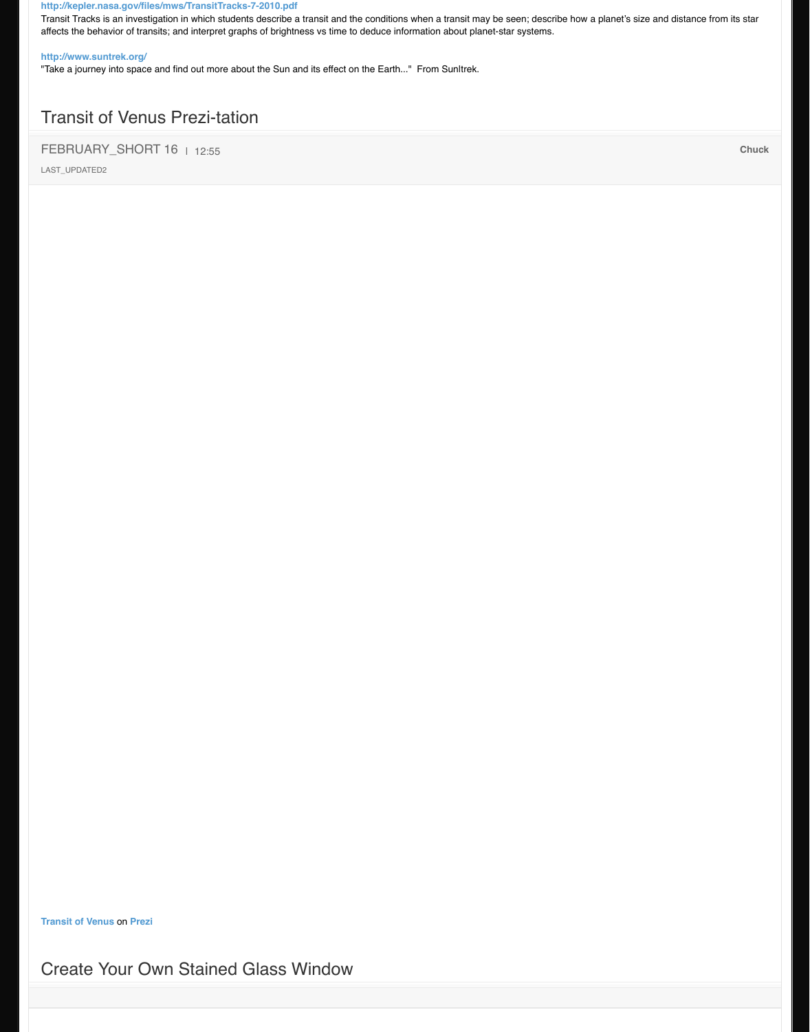**http://kepler.nasa.gov/files/mws/TransitTracks-7-2010.pdf**

Transit Tracks is an investigation in which students describe a transit and the conditions when a transit may be seen; describe how a planet's size and distance from its star affects the behavior of transits; and interpret graphs of brightness vs time to deduce information about planet-star systems.

**http://www.suntrek.org/**

"Take a journey into space and find out more about the Sun and its effect on the Earth..." From SunItrek.

## Transit of Venus Prezi-tation

FEBRUARY_SHORT 16 | 12:55 **Chuck**

LAST_UPDATED2

**Transit of Venus** on **Prezi**

## Create Your Own Stained Glass Window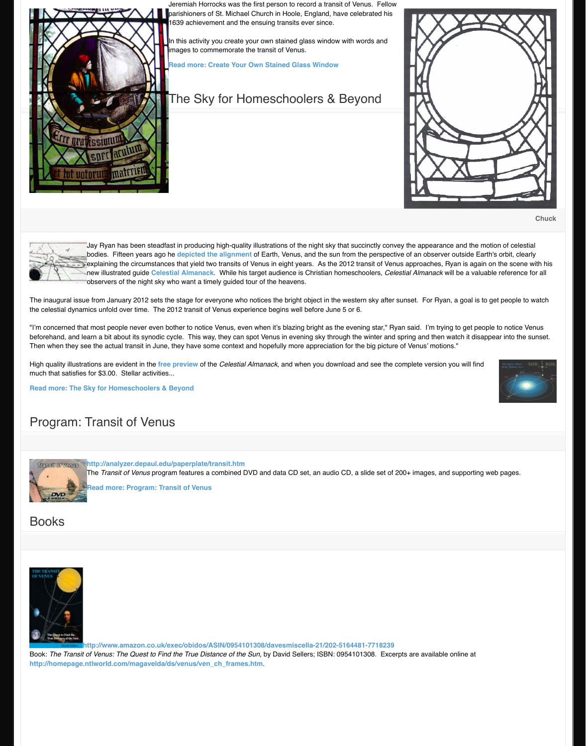Jeremiah Horrocks was the first person to record a transit of Venus. Fellow parishioners of St. Michael Church in Hoole, England, have celebrated his 1639 achievement and the ensuing transits ever since.

In this activity you create your own stained glass window with words and images to commemorate the transit of Venus.

**Read more: Create Your Own Stained Glass Window**

## The Sky for Homeschoolers & Beyond

**Chuck**

Jay Ryan has been steadfast in producing high-quality illustrations of the night sky that succinctly convey the appearance and the motion of celestial bodies. Fifteen years ago he **depicted the alignment** of Earth, Venus, and the sun from the perspective of an observer outside Earth's orbit, clearly explaining the circumstances that yield two transits of Venus in eight years. As the 2012 transit of Venus approaches, Ryan is again on the scene with his new illustrated guide **Celestial Almanack**. While his target audience is Christian homeschoolers, *Celestial Almanack* will be a valuable reference for all observers of the night sky who want a timely guided tour of the heavens.

The inaugural issue from January 2012 sets the stage for everyone who notices the bright object in the western sky after sunset. For Ryan, a goal is to get people to watch the celestial dynamics unfold over time. The 2012 transit of Venus experience begins well before June 5 or 6.

"I'm concerned that most people never even bother to notice Venus, even when it's blazing bright as the evening star," Ryan said. I'm trying to get people to notice Venus beforehand, and learn a bit about its synodic cycle. This way, they can spot Venus in evening sky through the winter and spring and then watch it disappear into the sunset. Then when they see the actual transit in June, they have some context and hopefully more appreciation for the big picture of Venus' motions."

High quality illustrations are evident in the **free preview** of the *Celestial Almanack*, and when you download and see the complete version you will find much that satisfies for $3.00. Stellar activities...

**Read more: The Sky for Homeschoolers & Beyond**

## Program: Transit of Venus

**http://analyzer.depaul.edu/paperplate/transit.htm**
The *Transit of Venus* program features a combined DVD and data CD set, an audio CD, a slide set of 200+ images, and supporting web pages.

**Read more: Program: Transit of Venus**

## Books

**http://www.amazon.co.uk/exec/obidos/ASIN/0954101308/davesmiscella-21/202-5164481-7718239**
Book: *The Transit of Venus: The Quest to Find the True Distance of the Sun*, by David Sellers; ISBN: 0954101308. Excerpts are available online at **http://homepage.ntlworld.com/magavelda/ds/venus/ven_ch_frames.htm**.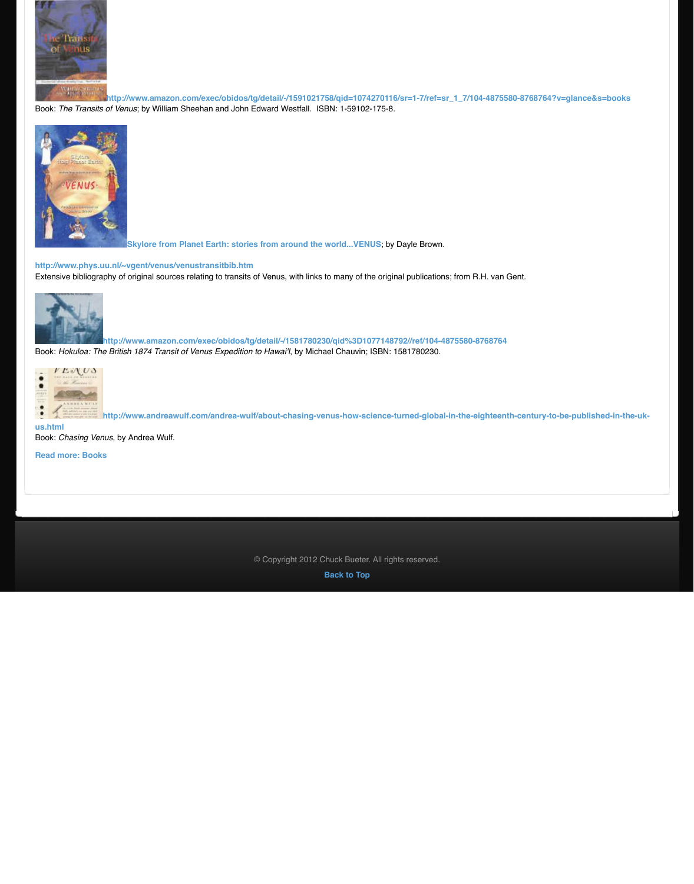http://www.amazon.com/exec/obidos/tg/detail/-/1591021758/qid=1074270116/sr=1-7/ref=sr_1_7/104-4875580-8768764?v=glance&s=books
Book: *The Transits of Venus*; by William Sheehan and John Edward Westfall. ISBN: 1-59102-175-8.

**Skylore from Planet Earth: stories from around the world...VENUS**; by Dayle Brown.

**http://www.phys.uu.nl/~vgent/venus/venustransitbib.htm**
Extensive bibliography of original sources relating to transits of Venus, with links to many of the original publications; from R.H. van Gent.

http://www.amazon.com/exec/obidos/tg/detail/-/1581780230/qid%3D1077148792//ref/104-4875580-8768764
Book: *Hokuloa: The British 1874 Transit of Venus Expedition to Hawai'I*, by Michael Chauvin; ISBN: 1581780230.

http://www.andreawulf.com/andrea-wulf/about-chasing-venus-how-science-turned-global-in-the-eighteenth-century-to-be-published-in-the-uk-us.html
Book: *Chasing Venus*, by Andrea Wulf.

**Read more: Books**

© Copyright 2012 Chuck Bueter. All rights reserved.

**Back to Top**